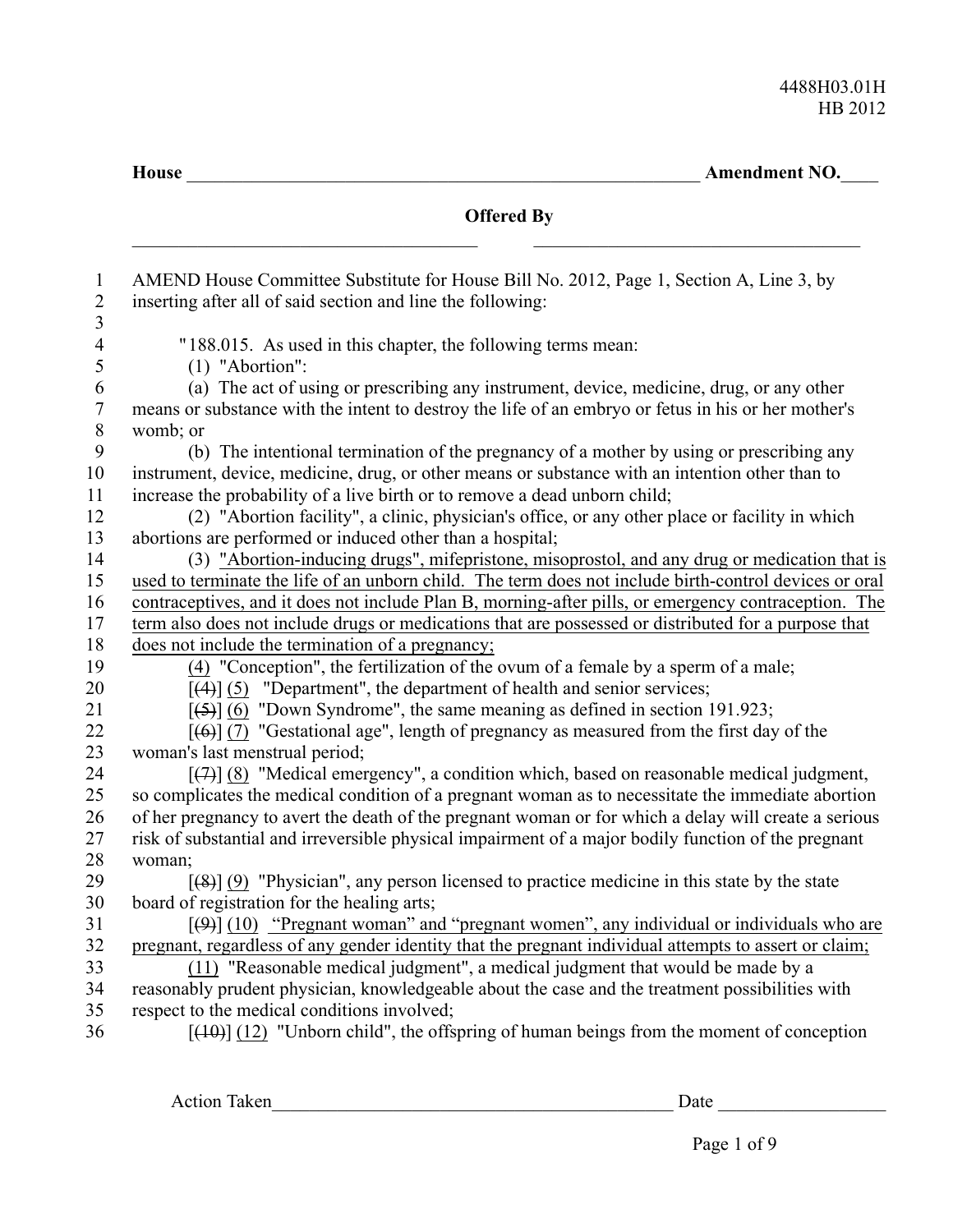4488H03.01H
HB 2012

**House** ______________________________________________ **Amendment NO.**____

**Offered By**

______________________________ ______________________________

1 AMEND House Committee Substitute for House Bill No. 2012, Page 1, Section A, Line 3, by
2 inserting after all of said section and line the following:
3
4 "188.015. As used in this chapter, the following terms mean:
5 (1) "Abortion":
6 (a) The act of using or prescribing any instrument, device, medicine, drug, or any other
7 means or substance with the intent to destroy the life of an embryo or fetus in his or her mother's
8 womb; or
9 (b) The intentional termination of the pregnancy of a mother by using or prescribing any
10 instrument, device, medicine, drug, or other means or substance with an intention other than to
11 increase the probability of a live birth or to remove a dead unborn child;
12 (2) "Abortion facility", a clinic, physician's office, or any other place or facility in which
13 abortions are performed or induced other than a hospital;
14 (3) <u>"Abortion-inducing drugs", mifepristone, misoprostol, and any drug or medication that is</u>
15 <u>used to terminate the life of an unborn child. The term does not include birth-control devices or oral</u>
16 <u>contraceptives, and it does not include Plan B, morning-after pills, or emergency contraception. The</u>
17 <u>term also does not include drugs or medications that are possessed or distributed for a purpose that</u>
18 <u>does not include the termination of a pregnancy;</u>
19 <u>(4)</u> "Conception", the fertilization of the ovum of a female by a sperm of a male;
20 [~~(4)~~] <u>(5)</u> "Department", the department of health and senior services;
21 [~~(5)~~] <u>(6)</u> "Down Syndrome", the same meaning as defined in section 191.923;
22 [~~(6)~~] <u>(7)</u> "Gestational age", length of pregnancy as measured from the first day of the
23 woman's last menstrual period;
24 [~~(7)~~] <u>(8)</u> "Medical emergency", a condition which, based on reasonable medical judgment,
25 so complicates the medical condition of a pregnant woman as to necessitate the immediate abortion
26 of her pregnancy to avert the death of the pregnant woman or for which a delay will create a serious
27 risk of substantial and irreversible physical impairment of a major bodily function of the pregnant
28 woman;
29 [~~(8)~~] <u>(9)</u> "Physician", any person licensed to practice medicine in this state by the state
30 board of registration for the healing arts;
31 [~~(9)~~] <u>(10)</u> <u>"Pregnant woman" and "pregnant women", any individual or individuals who are</u>
32 <u>pregnant, regardless of any gender identity that the pregnant individual attempts to assert or claim;</u>
33 <u>(11)</u> "Reasonable medical judgment", a medical judgment that would be made by a
34 reasonably prudent physician, knowledgeable about the case and the treatment possibilities with
35 respect to the medical conditions involved;
36 [~~(10)~~] <u>(12)</u> "Unborn child", the offspring of human beings from the moment of conception

Action Taken______________________________________________ Date __________________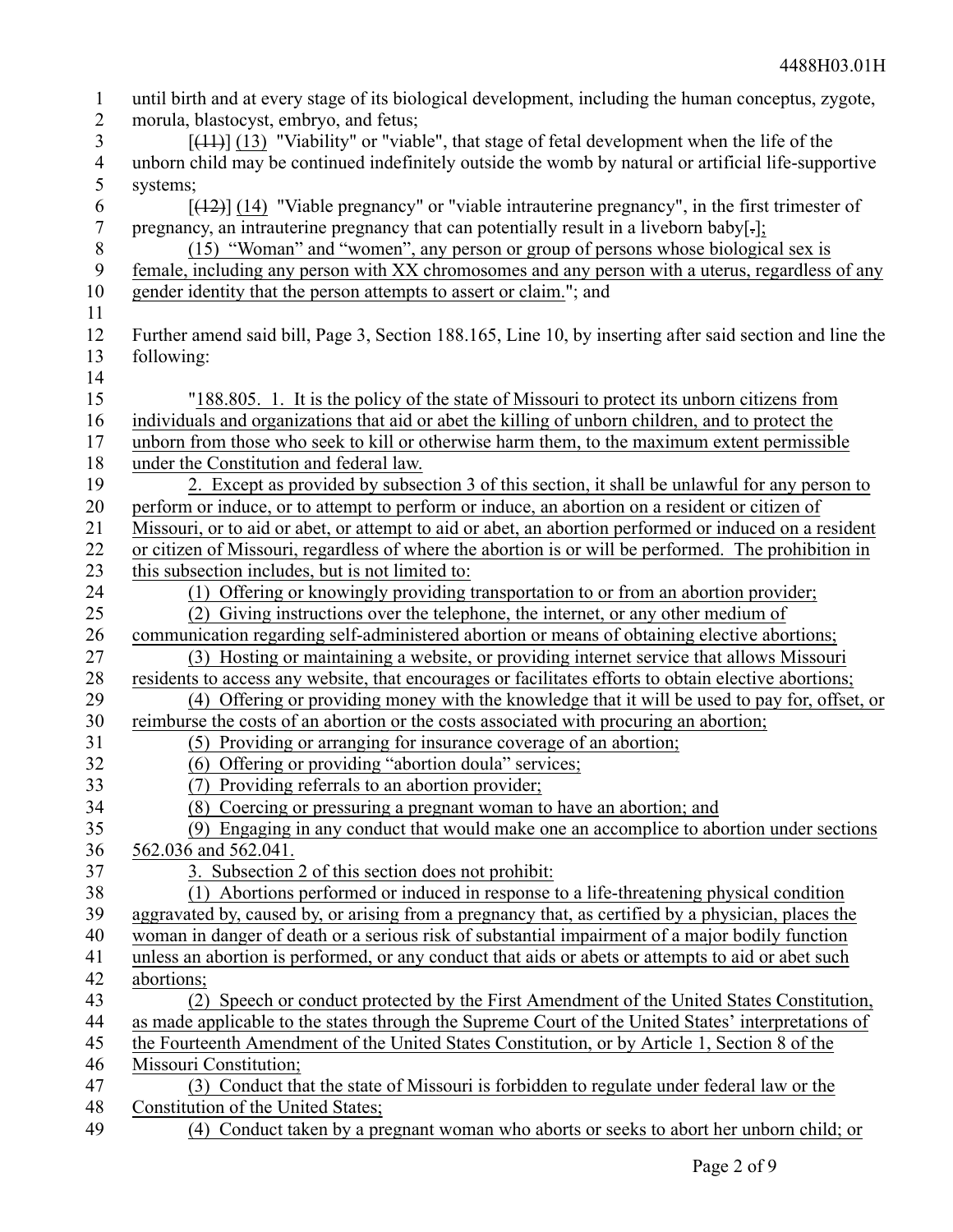until birth and at every stage of its biological development, including the human conceptus, zygote, morula, blastocyst, embryo, and fetus;

[~~(11)~~] (13) "Viability" or "viable", that stage of fetal development when the life of the unborn child may be continued indefinitely outside the womb by natural or artificial life-supportive systems;

[~~(12)~~] (14) "Viable pregnancy" or "viable intrauterine pregnancy", in the first trimester of pregnancy, an intrauterine pregnancy that can potentially result in a liveborn baby[~~.~~];

(15) "Woman" and "women", any person or group of persons whose biological sex is female, including any person with XX chromosomes and any person with a uterus, regardless of any gender identity that the person attempts to assert or claim."; and

Further amend said bill, Page 3, Section 188.165, Line 10, by inserting after said section and line the following:

"188.805. 1. It is the policy of the state of Missouri to protect its unborn citizens from individuals and organizations that aid or abet the killing of unborn children, and to protect the unborn from those who seek to kill or otherwise harm them, to the maximum extent permissible under the Constitution and federal law.

2. Except as provided by subsection 3 of this section, it shall be unlawful for any person to perform or induce, or to attempt to perform or induce, an abortion on a resident or citizen of Missouri, or to aid or abet, or attempt to aid or abet, an abortion performed or induced on a resident or citizen of Missouri, regardless of where the abortion is or will be performed. The prohibition in this subsection includes, but is not limited to:

(1) Offering or knowingly providing transportation to or from an abortion provider;

(2) Giving instructions over the telephone, the internet, or any other medium of communication regarding self-administered abortion or means of obtaining elective abortions;

(3) Hosting or maintaining a website, or providing internet service that allows Missouri residents to access any website, that encourages or facilitates efforts to obtain elective abortions;

(4) Offering or providing money with the knowledge that it will be used to pay for, offset, or reimburse the costs of an abortion or the costs associated with procuring an abortion;

(5) Providing or arranging for insurance coverage of an abortion;

(6) Offering or providing "abortion doula" services;

(7) Providing referrals to an abortion provider;

(8) Coercing or pressuring a pregnant woman to have an abortion; and

(9) Engaging in any conduct that would make one an accomplice to abortion under sections 562.036 and 562.041.

3. Subsection 2 of this section does not prohibit:

(1) Abortions performed or induced in response to a life-threatening physical condition aggravated by, caused by, or arising from a pregnancy that, as certified by a physician, places the woman in danger of death or a serious risk of substantial impairment of a major bodily function unless an abortion is performed, or any conduct that aids or abets or attempts to aid or abet such abortions;

(2) Speech or conduct protected by the First Amendment of the United States Constitution, as made applicable to the states through the Supreme Court of the United States' interpretations of the Fourteenth Amendment of the United States Constitution, or by Article 1, Section 8 of the Missouri Constitution;

(3) Conduct that the state of Missouri is forbidden to regulate under federal law or the Constitution of the United States;

(4) Conduct taken by a pregnant woman who aborts or seeks to abort her unborn child; or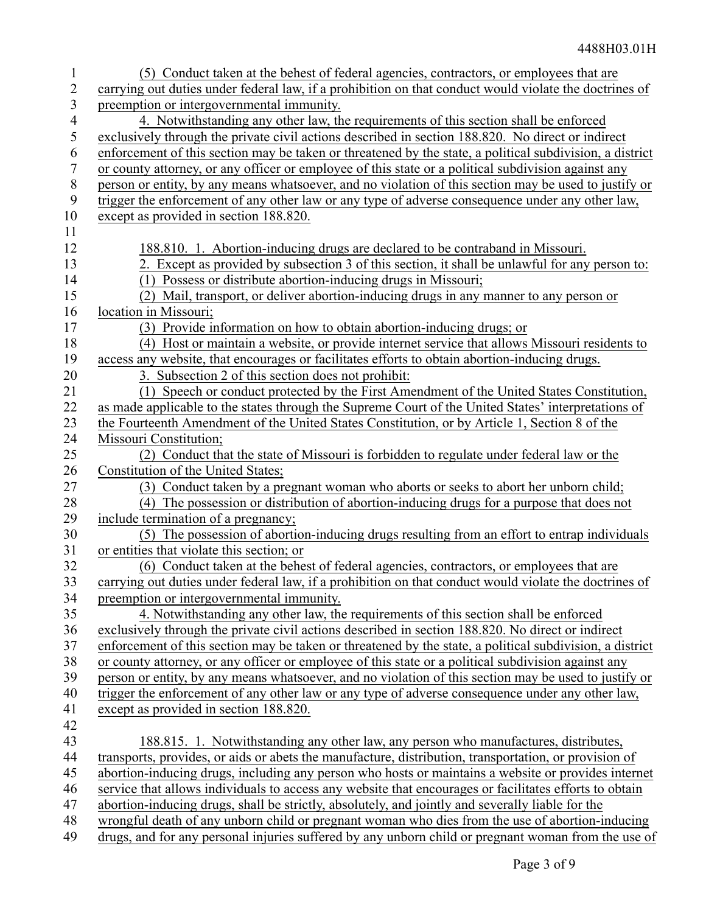(5) Conduct taken at the behest of federal agencies, contractors, or employees that are carrying out duties under federal law, if a prohibition on that conduct would violate the doctrines of preemption or intergovernmental immunity.

4. Notwithstanding any other law, the requirements of this section shall be enforced exclusively through the private civil actions described in section 188.820. No direct or indirect enforcement of this section may be taken or threatened by the state, a political subdivision, a district or county attorney, or any officer or employee of this state or a political subdivision against any person or entity, by any means whatsoever, and no violation of this section may be used to justify or trigger the enforcement of any other law or any type of adverse consequence under any other law, except as provided in section 188.820.

188.810. 1. Abortion-inducing drugs are declared to be contraband in Missouri.

2. Except as provided by subsection 3 of this section, it shall be unlawful for any person to:

(1) Possess or distribute abortion-inducing drugs in Missouri;

(2) Mail, transport, or deliver abortion-inducing drugs in any manner to any person or location in Missouri;

(3) Provide information on how to obtain abortion-inducing drugs; or

(4) Host or maintain a website, or provide internet service that allows Missouri residents to access any website, that encourages or facilitates efforts to obtain abortion-inducing drugs.

3. Subsection 2 of this section does not prohibit:

(1) Speech or conduct protected by the First Amendment of the United States Constitution, as made applicable to the states through the Supreme Court of the United States' interpretations of the Fourteenth Amendment of the United States Constitution, or by Article 1, Section 8 of the Missouri Constitution;

(2) Conduct that the state of Missouri is forbidden to regulate under federal law or the Constitution of the United States;

(3) Conduct taken by a pregnant woman who aborts or seeks to abort her unborn child;

(4) The possession or distribution of abortion-inducing drugs for a purpose that does not include termination of a pregnancy;

(5) The possession of abortion-inducing drugs resulting from an effort to entrap individuals or entities that violate this section; or

(6) Conduct taken at the behest of federal agencies, contractors, or employees that are carrying out duties under federal law, if a prohibition on that conduct would violate the doctrines of preemption or intergovernmental immunity.

4. Notwithstanding any other law, the requirements of this section shall be enforced exclusively through the private civil actions described in section 188.820. No direct or indirect enforcement of this section may be taken or threatened by the state, a political subdivision, a district or county attorney, or any officer or employee of this state or a political subdivision against any person or entity, by any means whatsoever, and no violation of this section may be used to justify or trigger the enforcement of any other law or any type of adverse consequence under any other law, except as provided in section 188.820.

188.815. 1. Notwithstanding any other law, any person who manufactures, distributes, transports, provides, or aids or abets the manufacture, distribution, transportation, or provision of abortion-inducing drugs, including any person who hosts or maintains a website or provides internet service that allows individuals to access any website that encourages or facilitates efforts to obtain abortion-inducing drugs, shall be strictly, absolutely, and jointly and severally liable for the wrongful death of any unborn child or pregnant woman who dies from the use of abortion-inducing drugs, and for any personal injuries suffered by any unborn child or pregnant woman from the use of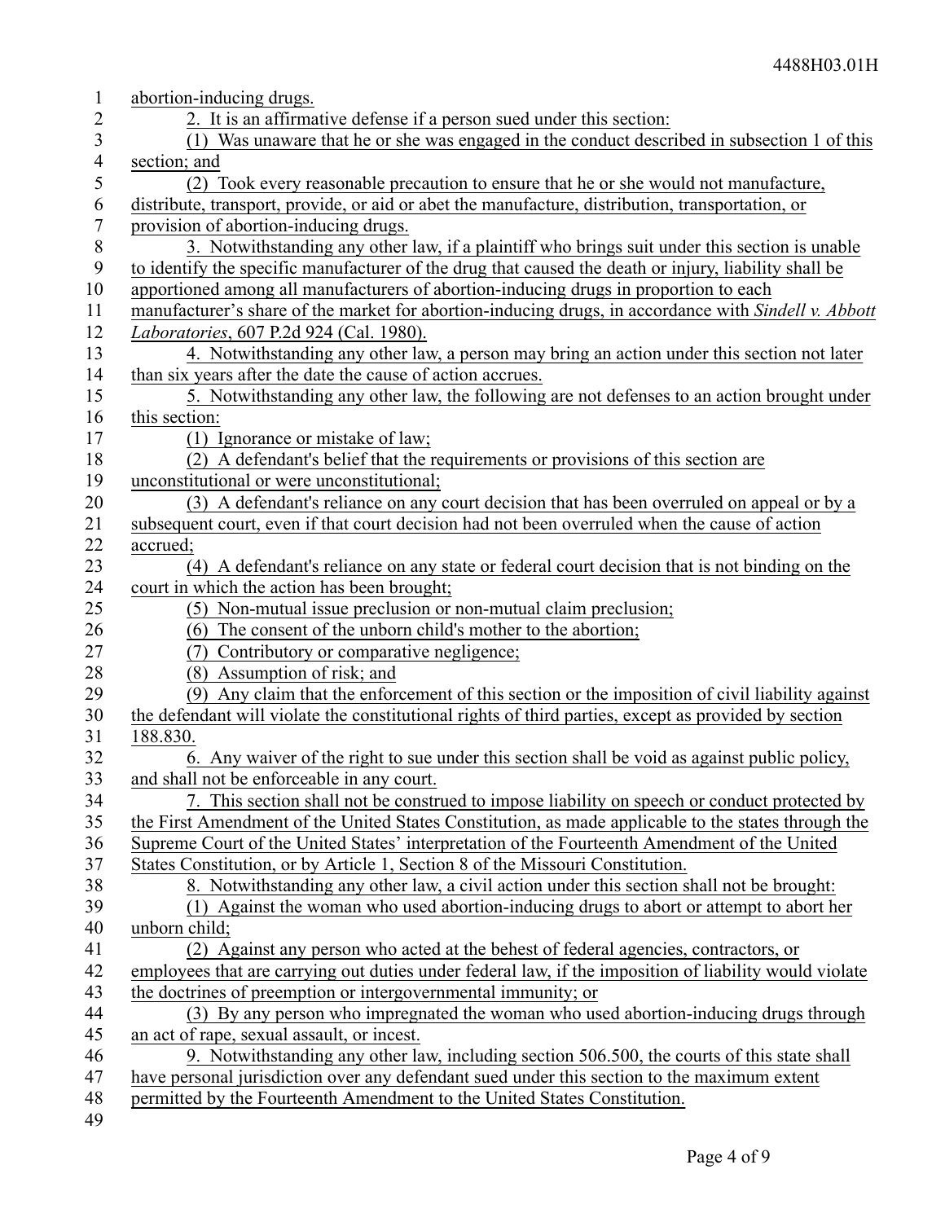abortion-inducing drugs.

2. It is an affirmative defense if a person sued under this section:

(1) Was unaware that he or she was engaged in the conduct described in subsection 1 of this section; and

(2) Took every reasonable precaution to ensure that he or she would not manufacture, distribute, transport, provide, or aid or abet the manufacture, distribution, transportation, or provision of abortion-inducing drugs.

3. Notwithstanding any other law, if a plaintiff who brings suit under this section is unable to identify the specific manufacturer of the drug that caused the death or injury, liability shall be apportioned among all manufacturers of abortion-inducing drugs in proportion to each manufacturer's share of the market for abortion-inducing drugs, in accordance with *Sindell v. Abbott Laboratories*, 607 P.2d 924 (Cal. 1980).

4. Notwithstanding any other law, a person may bring an action under this section not later than six years after the date the cause of action accrues.

5. Notwithstanding any other law, the following are not defenses to an action brought under this section:

(1) Ignorance or mistake of law;

(2) A defendant's belief that the requirements or provisions of this section are unconstitutional or were unconstitutional;

(3) A defendant's reliance on any court decision that has been overruled on appeal or by a subsequent court, even if that court decision had not been overruled when the cause of action accrued;

(4) A defendant's reliance on any state or federal court decision that is not binding on the court in which the action has been brought;

(5) Non-mutual issue preclusion or non-mutual claim preclusion;

(6) The consent of the unborn child's mother to the abortion;

(7) Contributory or comparative negligence;

(8) Assumption of risk; and

(9) Any claim that the enforcement of this section or the imposition of civil liability against the defendant will violate the constitutional rights of third parties, except as provided by section 188.830.

6. Any waiver of the right to sue under this section shall be void as against public policy, and shall not be enforceable in any court.

7. This section shall not be construed to impose liability on speech or conduct protected by the First Amendment of the United States Constitution, as made applicable to the states through the Supreme Court of the United States' interpretation of the Fourteenth Amendment of the United States Constitution, or by Article 1, Section 8 of the Missouri Constitution.

8. Notwithstanding any other law, a civil action under this section shall not be brought:

(1) Against the woman who used abortion-inducing drugs to abort or attempt to abort her unborn child;

(2) Against any person who acted at the behest of federal agencies, contractors, or employees that are carrying out duties under federal law, if the imposition of liability would violate the doctrines of preemption or intergovernmental immunity; or

(3) By any person who impregnated the woman who used abortion-inducing drugs through an act of rape, sexual assault, or incest.

9. Notwithstanding any other law, including section 506.500, the courts of this state shall have personal jurisdiction over any defendant sued under this section to the maximum extent permitted by the Fourteenth Amendment to the United States Constitution.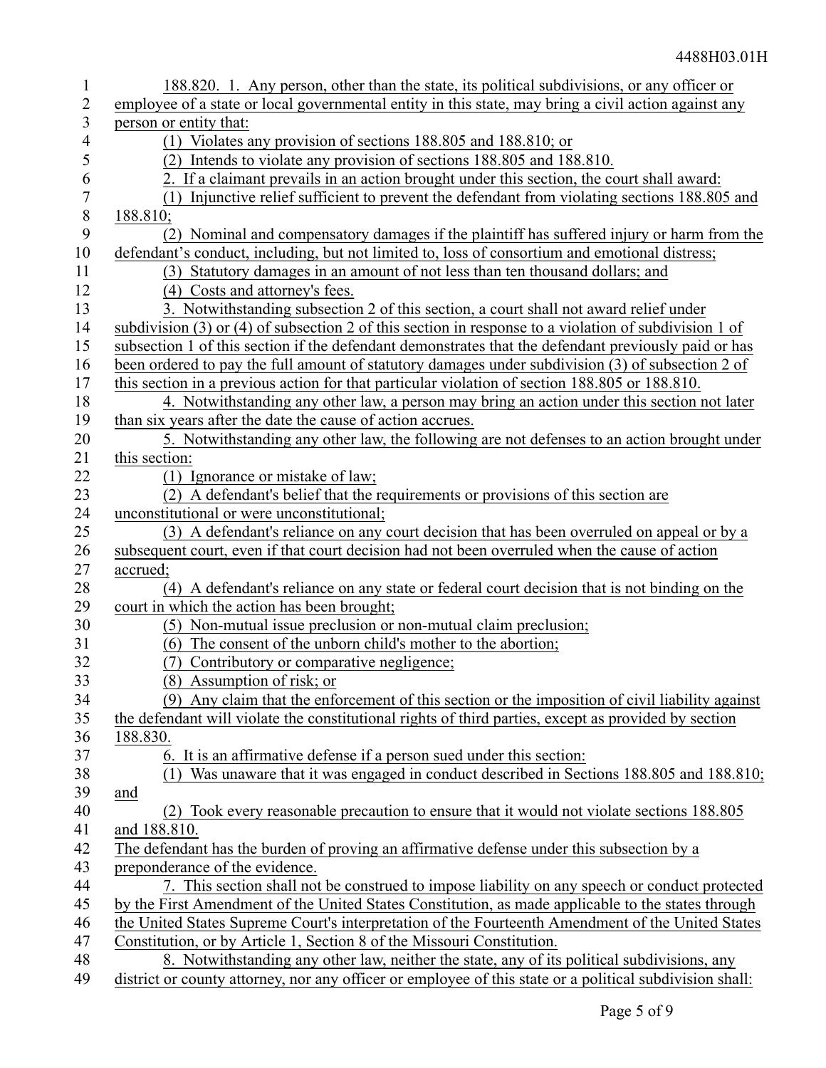188.820. 1. Any person, other than the state, its political subdivisions, or any officer or employee of a state or local governmental entity in this state, may bring a civil action against any person or entity that:

(1) Violates any provision of sections 188.805 and 188.810; or

(2) Intends to violate any provision of sections 188.805 and 188.810.

2. If a claimant prevails in an action brought under this section, the court shall award:

(1) Injunctive relief sufficient to prevent the defendant from violating sections 188.805 and 188.810;

(2) Nominal and compensatory damages if the plaintiff has suffered injury or harm from the defendant's conduct, including, but not limited to, loss of consortium and emotional distress;

(3) Statutory damages in an amount of not less than ten thousand dollars; and

(4) Costs and attorney's fees.

3. Notwithstanding subsection 2 of this section, a court shall not award relief under subdivision (3) or (4) of subsection 2 of this section in response to a violation of subdivision 1 of subsection 1 of this section if the defendant demonstrates that the defendant previously paid or has been ordered to pay the full amount of statutory damages under subdivision (3) of subsection 2 of this section in a previous action for that particular violation of section 188.805 or 188.810.

4. Notwithstanding any other law, a person may bring an action under this section not later than six years after the date the cause of action accrues.

5. Notwithstanding any other law, the following are not defenses to an action brought under this section:

(1) Ignorance or mistake of law;

(2) A defendant's belief that the requirements or provisions of this section are unconstitutional or were unconstitutional;

(3) A defendant's reliance on any court decision that has been overruled on appeal or by a subsequent court, even if that court decision had not been overruled when the cause of action accrued;

(4) A defendant's reliance on any state or federal court decision that is not binding on the court in which the action has been brought;

(5) Non-mutual issue preclusion or non-mutual claim preclusion;

(6) The consent of the unborn child's mother to the abortion;

(7) Contributory or comparative negligence;

(8) Assumption of risk; or

(9) Any claim that the enforcement of this section or the imposition of civil liability against the defendant will violate the constitutional rights of third parties, except as provided by section 188.830.

6. It is an affirmative defense if a person sued under this section:

(1) Was unaware that it was engaged in conduct described in Sections 188.805 and 188.810; and

(2) Took every reasonable precaution to ensure that it would not violate sections 188.805 and 188.810.

The defendant has the burden of proving an affirmative defense under this subsection by a preponderance of the evidence.

7. This section shall not be construed to impose liability on any speech or conduct protected by the First Amendment of the United States Constitution, as made applicable to the states through the United States Supreme Court's interpretation of the Fourteenth Amendment of the United States Constitution, or by Article 1, Section 8 of the Missouri Constitution.

8. Notwithstanding any other law, neither the state, any of its political subdivisions, any district or county attorney, nor any officer or employee of this state or a political subdivision shall: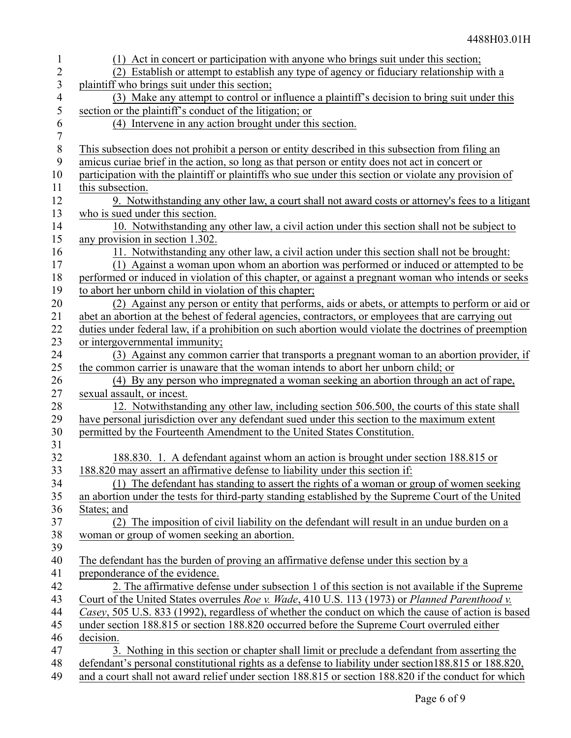(1) Act in concert or participation with anyone who brings suit under this section;

(2) Establish or attempt to establish any type of agency or fiduciary relationship with a plaintiff who brings suit under this section;

(3) Make any attempt to control or influence a plaintiff's decision to bring suit under this section or the plaintiff's conduct of the litigation; or

(4) Intervene in any action brought under this section.

This subsection does not prohibit a person or entity described in this subsection from filing an amicus curiae brief in the action, so long as that person or entity does not act in concert or participation with the plaintiff or plaintiffs who sue under this section or violate any provision of this subsection.

9. Notwithstanding any other law, a court shall not award costs or attorney's fees to a litigant who is sued under this section.

10. Notwithstanding any other law, a civil action under this section shall not be subject to any provision in section 1.302.

11. Notwithstanding any other law, a civil action under this section shall not be brought:

(1) Against a woman upon whom an abortion was performed or induced or attempted to be performed or induced in violation of this chapter, or against a pregnant woman who intends or seeks to abort her unborn child in violation of this chapter;

(2) Against any person or entity that performs, aids or abets, or attempts to perform or aid or abet an abortion at the behest of federal agencies, contractors, or employees that are carrying out duties under federal law, if a prohibition on such abortion would violate the doctrines of preemption or intergovernmental immunity;

(3) Against any common carrier that transports a pregnant woman to an abortion provider, if the common carrier is unaware that the woman intends to abort her unborn child; or

(4) By any person who impregnated a woman seeking an abortion through an act of rape, sexual assault, or incest.

12. Notwithstanding any other law, including section 506.500, the courts of this state shall have personal jurisdiction over any defendant sued under this section to the maximum extent permitted by the Fourteenth Amendment to the United States Constitution.

188.830. 1. A defendant against whom an action is brought under section 188.815 or 188.820 may assert an affirmative defense to liability under this section if:

(1) The defendant has standing to assert the rights of a woman or group of women seeking an abortion under the tests for third-party standing established by the Supreme Court of the United States; and

(2) The imposition of civil liability on the defendant will result in an undue burden on a woman or group of women seeking an abortion.

The defendant has the burden of proving an affirmative defense under this section by a preponderance of the evidence.

2. The affirmative defense under subsection 1 of this section is not available if the Supreme Court of the United States overrules *Roe v. Wade*, 410 U.S. 113 (1973) or *Planned Parenthood v. Casey*, 505 U.S. 833 (1992), regardless of whether the conduct on which the cause of action is based under section 188.815 or section 188.820 occurred before the Supreme Court overruled either decision.

3. Nothing in this section or chapter shall limit or preclude a defendant from asserting the defendant's personal constitutional rights as a defense to liability under section188.815 or 188.820, and a court shall not award relief under section 188.815 or section 188.820 if the conduct for which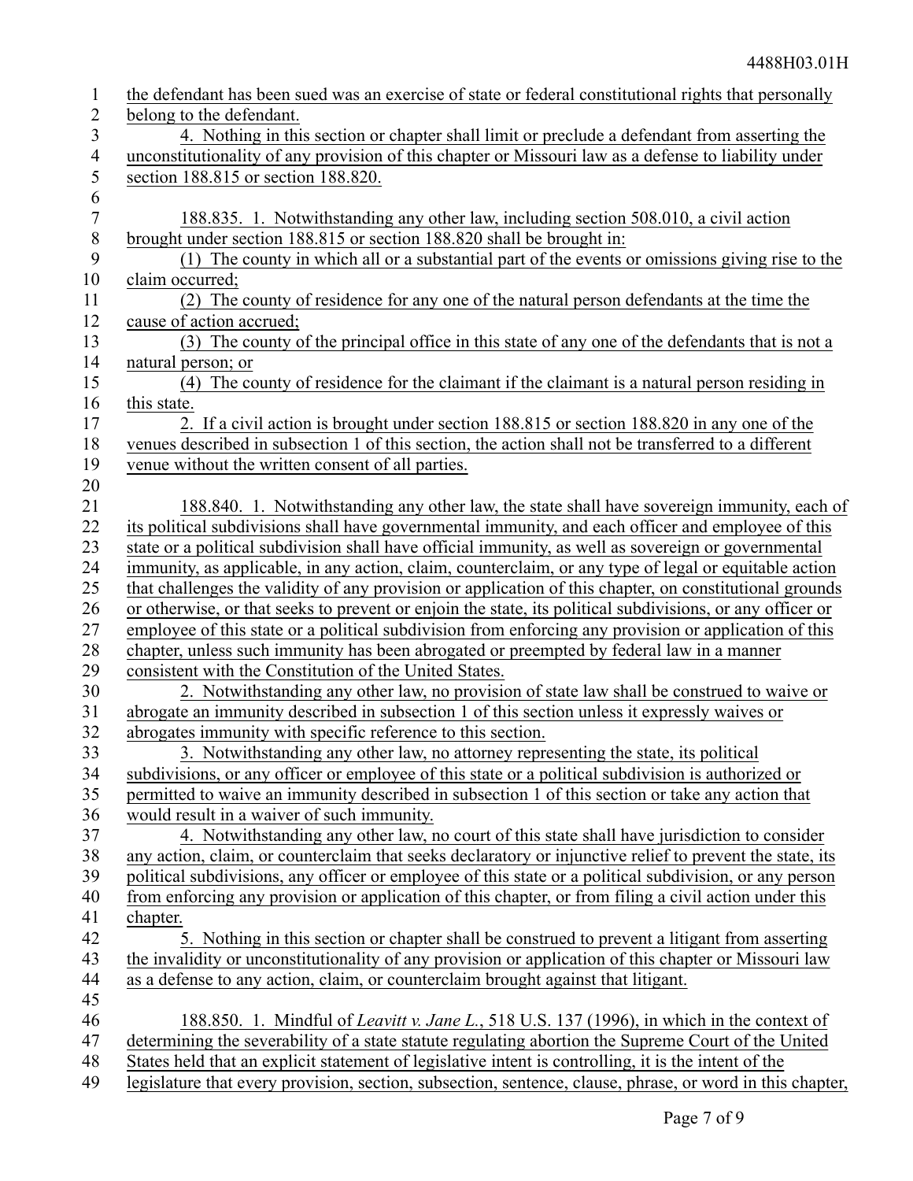the defendant has been sued was an exercise of state or federal constitutional rights that personally belong to the defendant.

4. Nothing in this section or chapter shall limit or preclude a defendant from asserting the unconstitutionality of any provision of this chapter or Missouri law as a defense to liability under section 188.815 or section 188.820.

188.835. 1. Notwithstanding any other law, including section 508.010, a civil action brought under section 188.815 or section 188.820 shall be brought in:

(1) The county in which all or a substantial part of the events or omissions giving rise to the claim occurred;

(2) The county of residence for any one of the natural person defendants at the time the cause of action accrued;

(3) The county of the principal office in this state of any one of the defendants that is not a natural person; or

(4) The county of residence for the claimant if the claimant is a natural person residing in this state.

2. If a civil action is brought under section 188.815 or section 188.820 in any one of the venues described in subsection 1 of this section, the action shall not be transferred to a different venue without the written consent of all parties.

188.840. 1. Notwithstanding any other law, the state shall have sovereign immunity, each of its political subdivisions shall have governmental immunity, and each officer and employee of this state or a political subdivision shall have official immunity, as well as sovereign or governmental immunity, as applicable, in any action, claim, counterclaim, or any type of legal or equitable action that challenges the validity of any provision or application of this chapter, on constitutional grounds or otherwise, or that seeks to prevent or enjoin the state, its political subdivisions, or any officer or employee of this state or a political subdivision from enforcing any provision or application of this chapter, unless such immunity has been abrogated or preempted by federal law in a manner consistent with the Constitution of the United States.

2. Notwithstanding any other law, no provision of state law shall be construed to waive or abrogate an immunity described in subsection 1 of this section unless it expressly waives or abrogates immunity with specific reference to this section.

3. Notwithstanding any other law, no attorney representing the state, its political subdivisions, or any officer or employee of this state or a political subdivision is authorized or permitted to waive an immunity described in subsection 1 of this section or take any action that would result in a waiver of such immunity.

4. Notwithstanding any other law, no court of this state shall have jurisdiction to consider any action, claim, or counterclaim that seeks declaratory or injunctive relief to prevent the state, its political subdivisions, any officer or employee of this state or a political subdivision, or any person from enforcing any provision or application of this chapter, or from filing a civil action under this chapter.

5. Nothing in this section or chapter shall be construed to prevent a litigant from asserting the invalidity or unconstitutionality of any provision or application of this chapter or Missouri law as a defense to any action, claim, or counterclaim brought against that litigant.

188.850. 1. Mindful of *Leavitt v. Jane L.*, 518 U.S. 137 (1996), in which in the context of determining the severability of a state statute regulating abortion the Supreme Court of the United States held that an explicit statement of legislative intent is controlling, it is the intent of the legislature that every provision, section, subsection, sentence, clause, phrase, or word in this chapter,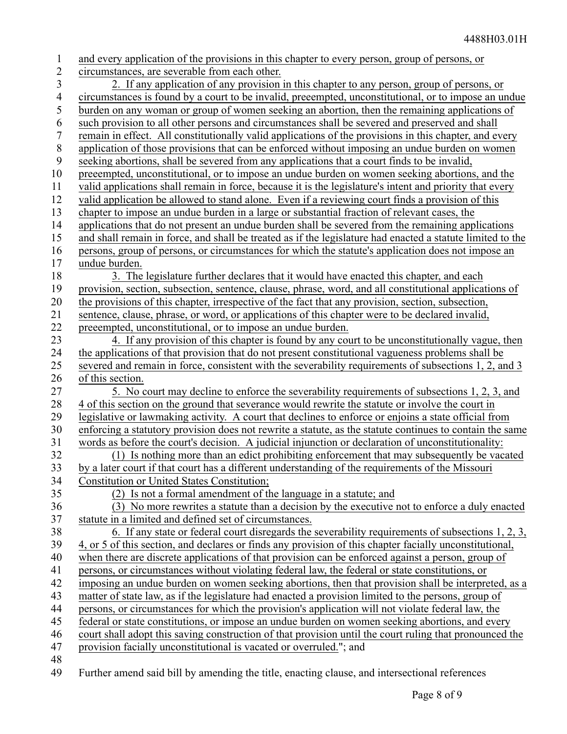and every application of the provisions in this chapter to every person, group of persons, or circumstances, are severable from each other.

2. If any application of any provision in this chapter to any person, group of persons, or circumstances is found by a court to be invalid, preeempted, unconstitutional, or to impose an undue burden on any woman or group of women seeking an abortion, then the remaining applications of such provision to all other persons and circumstances shall be severed and preserved and shall remain in effect. All constitutionally valid applications of the provisions in this chapter, and every application of those provisions that can be enforced without imposing an undue burden on women seeking abortions, shall be severed from any applications that a court finds to be invalid, preeempted, unconstitutional, or to impose an undue burden on women seeking abortions, and the valid applications shall remain in force, because it is the legislature's intent and priority that every valid application be allowed to stand alone. Even if a reviewing court finds a provision of this chapter to impose an undue burden in a large or substantial fraction of relevant cases, the applications that do not present an undue burden shall be severed from the remaining applications and shall remain in force, and shall be treated as if the legislature had enacted a statute limited to the persons, group of persons, or circumstances for which the statute's application does not impose an undue burden.

3. The legislature further declares that it would have enacted this chapter, and each provision, section, subsection, sentence, clause, phrase, word, and all constitutional applications of the provisions of this chapter, irrespective of the fact that any provision, section, subsection, sentence, clause, phrase, or word, or applications of this chapter were to be declared invalid, preeempted, unconstitutional, or to impose an undue burden.

4. If any provision of this chapter is found by any court to be unconstitutionally vague, then the applications of that provision that do not present constitutional vagueness problems shall be severed and remain in force, consistent with the severability requirements of subsections 1, 2, and 3 of this section.

5. No court may decline to enforce the severability requirements of subsections 1, 2, 3, and 4 of this section on the ground that severance would rewrite the statute or involve the court in legislative or lawmaking activity. A court that declines to enforce or enjoins a state official from enforcing a statutory provision does not rewrite a statute, as the statute continues to contain the same words as before the court's decision. A judicial injunction or declaration of unconstitutionality:

(1) Is nothing more than an edict prohibiting enforcement that may subsequently be vacated by a later court if that court has a different understanding of the requirements of the Missouri Constitution or United States Constitution;

(2) Is not a formal amendment of the language in a statute; and

(3) No more rewrites a statute than a decision by the executive not to enforce a duly enacted statute in a limited and defined set of circumstances.

6. If any state or federal court disregards the severability requirements of subsections 1, 2, 3, 4, or 5 of this section, and declares or finds any provision of this chapter facially unconstitutional, when there are discrete applications of that provision can be enforced against a person, group of persons, or circumstances without violating federal law, the federal or state constitutions, or imposing an undue burden on women seeking abortions, then that provision shall be interpreted, as a matter of state law, as if the legislature had enacted a provision limited to the persons, group of persons, or circumstances for which the provision's application will not violate federal law, the federal or state constitutions, or impose an undue burden on women seeking abortions, and every court shall adopt this saving construction of that provision until the court ruling that pronounced the provision facially unconstitutional is vacated or overruled."; and

Further amend said bill by amending the title, enacting clause, and intersectional references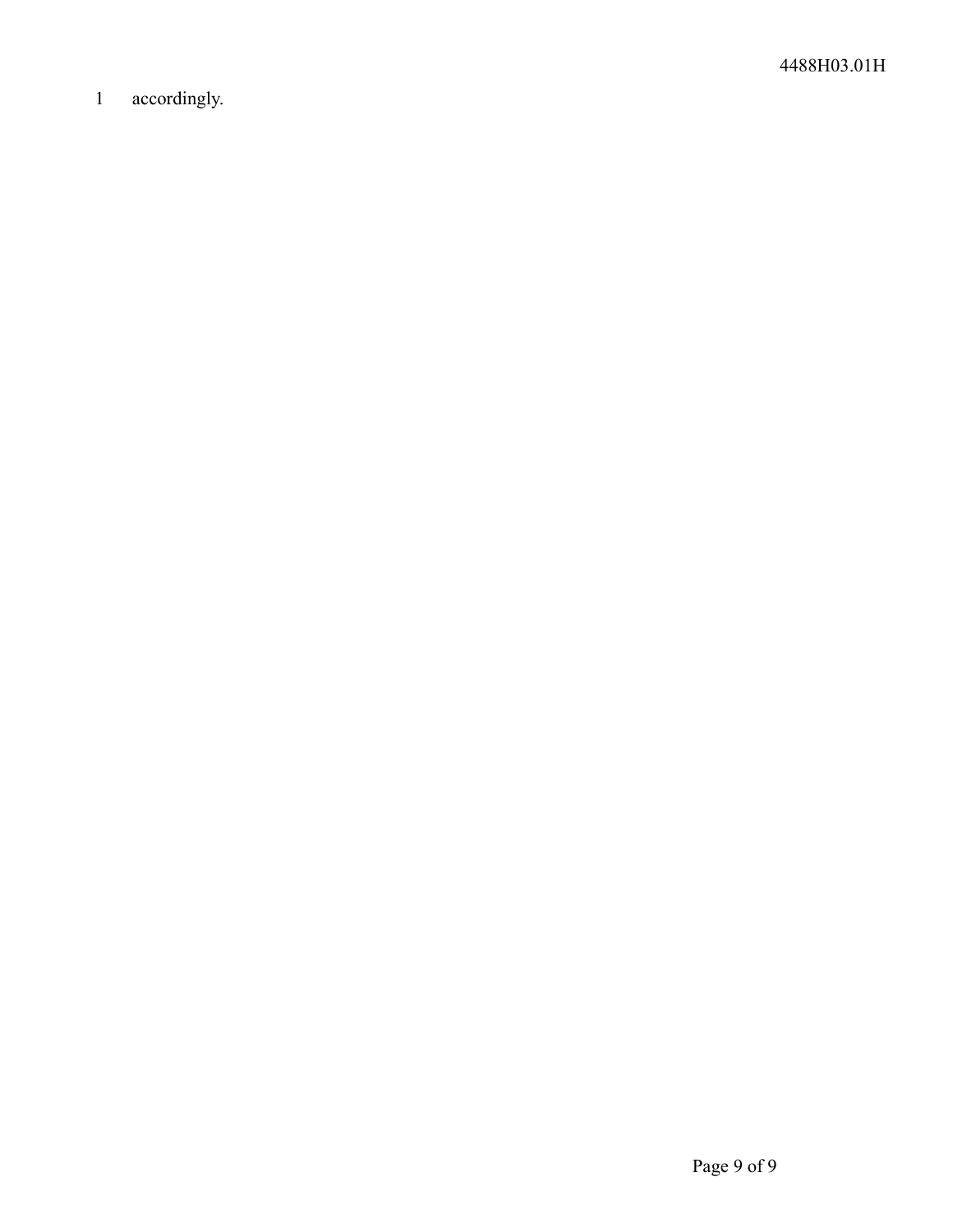accordingly.